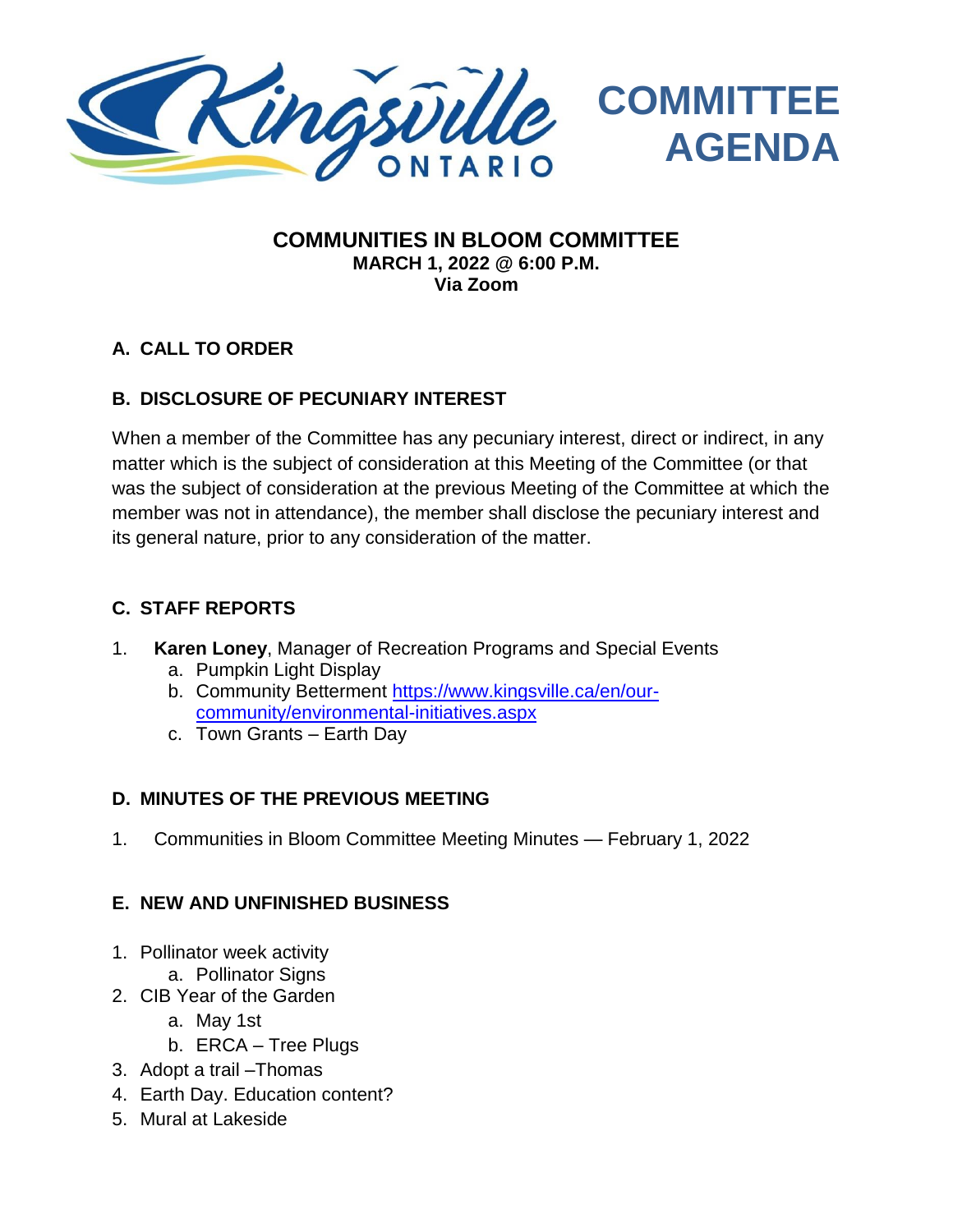# Kingsville ONTARIO — COMMITTEE AGENDA

## COMMUNITIES IN BLOOM COMMITTEE

**MARCH 1, 2022 @ 6:00 P.M.**
**Via Zoom**

### A. CALL TO ORDER

### B. DISCLOSURE OF PECUNIARY INTEREST

When a member of the Committee has any pecuniary interest, direct or indirect, in any matter which is the subject of consideration at this Meeting of the Committee (or that was the subject of consideration at the previous Meeting of the Committee at which the member was not in attendance), the member shall disclose the pecuniary interest and its general nature, prior to any consideration of the matter.

### C. STAFF REPORTS

1. **Karen Loney**, Manager of Recreation Programs and Special Events
   a. Pumpkin Light Display
   b. Community Betterment https://www.kingsville.ca/en/our-community/environmental-initiatives.aspx
   c. Town Grants – Earth Day

### D. MINUTES OF THE PREVIOUS MEETING

1. Communities in Bloom Committee Meeting Minutes — February 1, 2022

### E. NEW AND UNFINISHED BUSINESS

1. Pollinator week activity
   a. Pollinator Signs
2. CIB Year of the Garden
   a. May 1st
   b. ERCA – Tree Plugs
3. Adopt a trail –Thomas
4. Earth Day. Education content?
5. Mural at Lakeside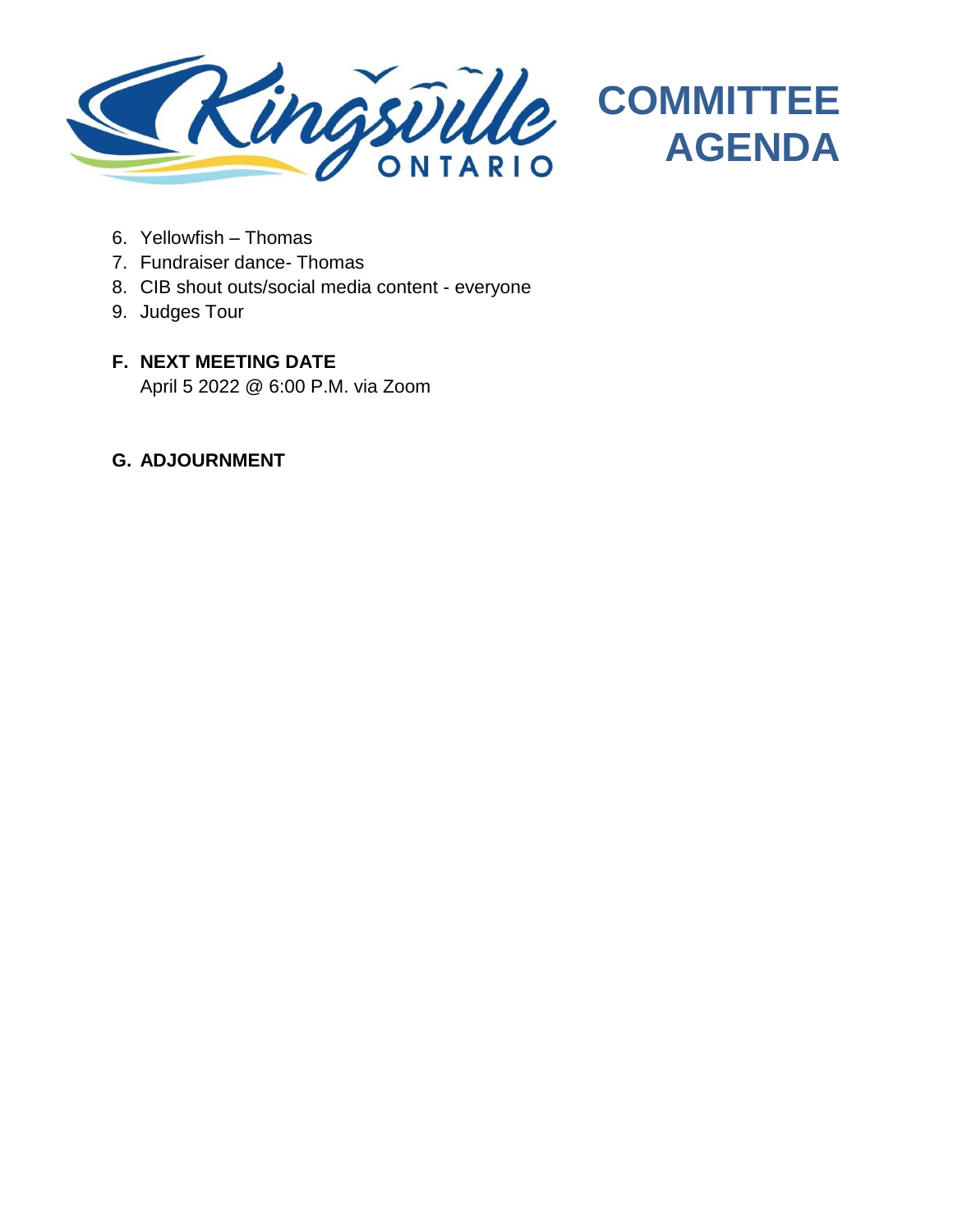6. Yellowfish – Thomas
7. Fundraiser dance- Thomas
8. CIB shout outs/social media content - everyone
9. Judges Tour

**F. NEXT MEETING DATE**

April 5 2022 @ 6:00 P.M. via Zoom

**G. ADJOURNMENT**